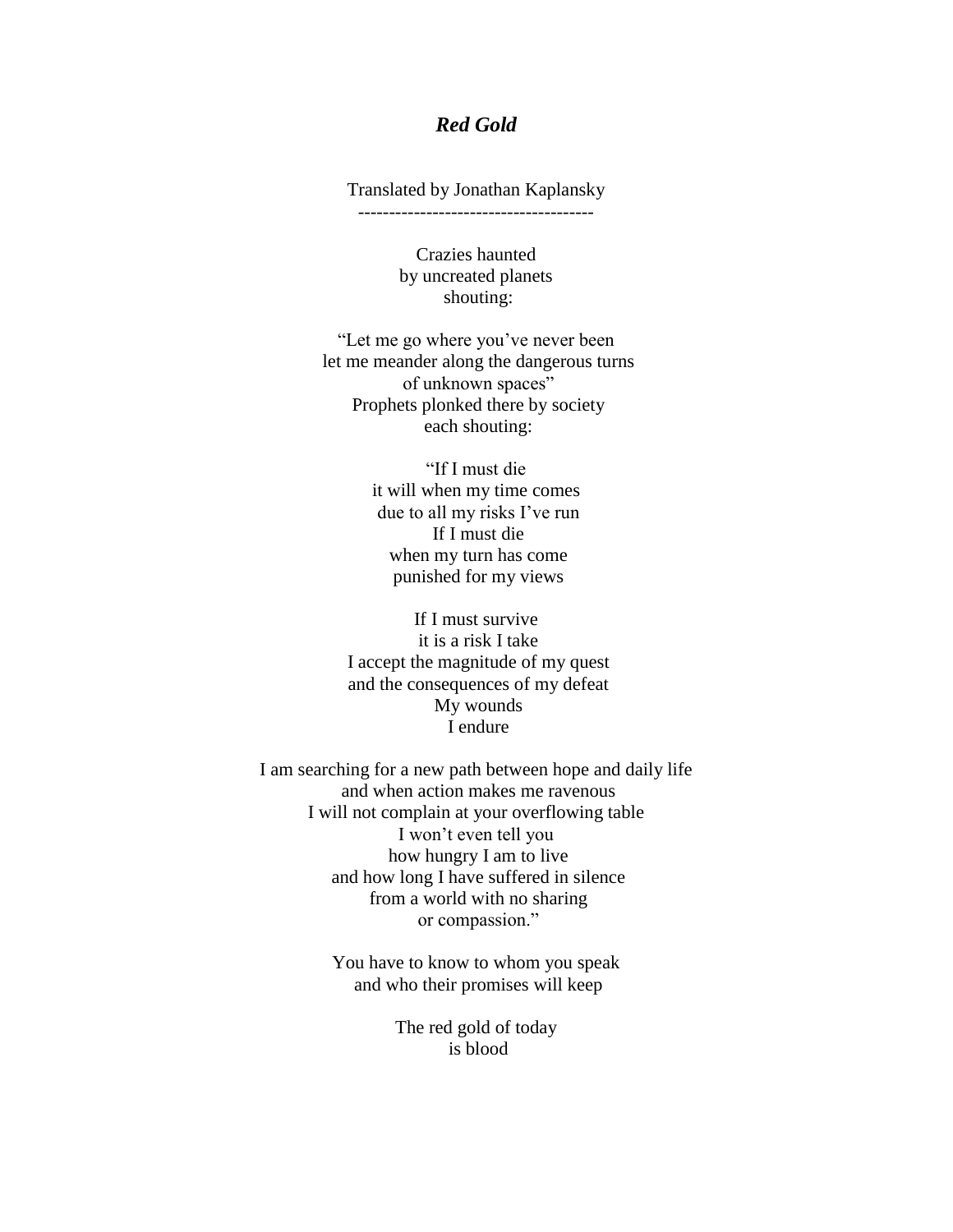# *Red Gold*

Translated by Jonathan Kaplansky

---

Crazies haunted  
by uncreated planets  
shouting:

"Let me go where you've never been  
let me meander along the dangerous turns  
of unknown spaces"  
Prophets plonked there by society  
each shouting:

"If I must die  
it will when my time comes  
due to all my risks I've run  
If I must die  
when my turn has come  
punished for my views

If I must survive  
it is a risk I take  
I accept the magnitude of my quest  
and the consequences of my defeat  
My wounds  
I endure

I am searching for a new path between hope and daily life  
and when action makes me ravenous  
I will not complain at your overflowing table  
I won't even tell you  
how hungry I am to live  
and how long I have suffered in silence  
from a world with no sharing  
or compassion."

You have to know to whom you speak  
and who their promises will keep

The red gold of today  
is blood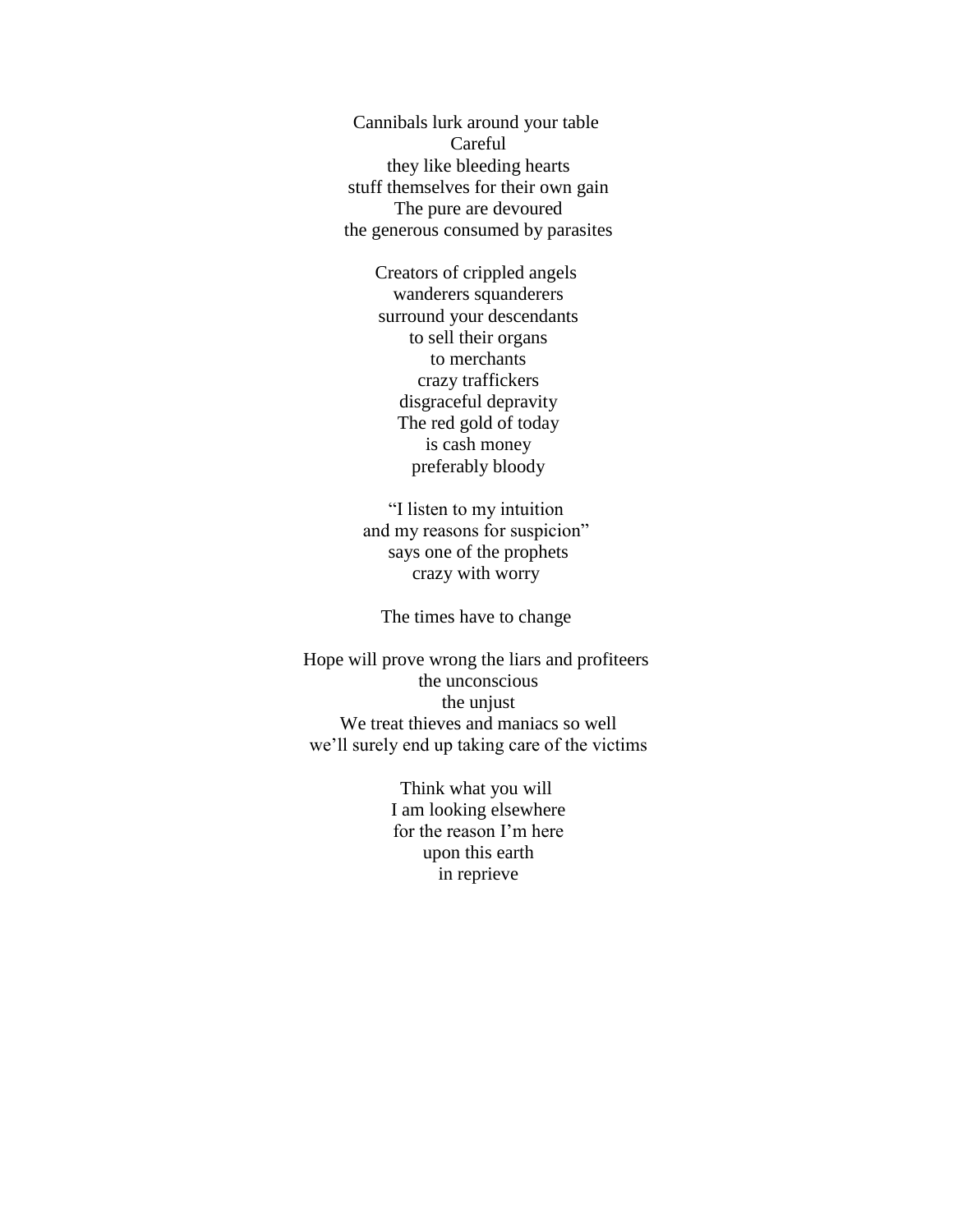Cannibals lurk around your table  
Careful  
they like bleeding hearts  
stuff themselves for their own gain  
The pure are devoured  
the generous consumed by parasites

Creators of crippled angels  
wanderers squanderers  
surround your descendants  
to sell their organs  
to merchants  
crazy traffickers  
disgraceful depravity  
The red gold of today  
is cash money  
preferably bloody

"I listen to my intuition  
and my reasons for suspicion"  
says one of the prophets  
crazy with worry

The times have to change

Hope will prove wrong the liars and profiteers  
the unconscious  
the unjust  
We treat thieves and maniacs so well  
we'll surely end up taking care of the victims

Think what you will  
I am looking elsewhere  
for the reason I'm here  
upon this earth  
in reprieve